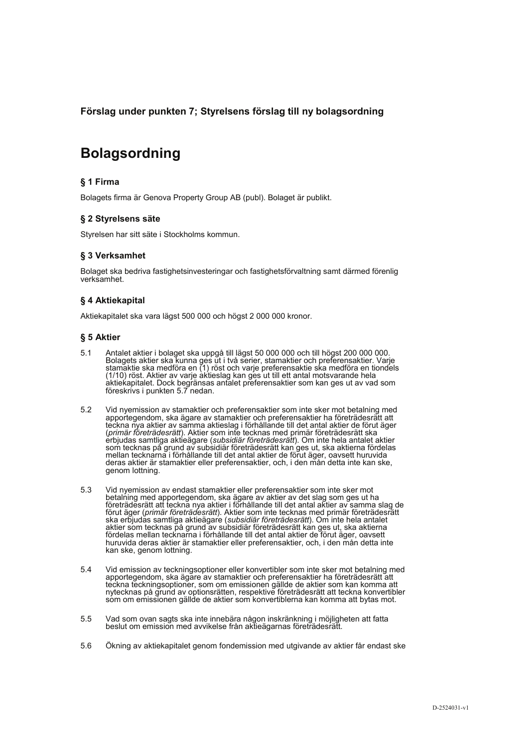**Förslag under punkten 7; Styrelsens förslag till ny bolagsordning**

# Bolagsordning

### § 1 Firma

Bolagets firma är Genova Property Group AB (publ). Bolaget är publikt.

### § 2 Styrelsens säte

Styrelsen har sitt säte i Stockholms kommun.

### § 3 Verksamhet

Bolaget ska bedriva fastighetsinvesteringar och fastighetsförvaltning samt därmed förenlig verksamhet.

### § 4 Aktiekapital

Aktiekapitalet ska vara lägst 500 000 och högst 2 000 000 kronor.

### § 5 Aktier

5.1 Antalet aktier i bolaget ska uppgå till lägst 50 000 000 och till högst 200 000 000. Bolagets aktier ska kunna ges ut i två serier, stamaktier och preferensaktier. Varje stamaktie ska medföra en (1) röst och varje preferensaktie ska medföra en tiondels (1/10) röst. Aktier av varje aktieslag kan ges ut till ett antal motsvarande hela aktiekapitalet. Dock begränsas antalet preferensaktier som kan ges ut av vad som föreskrivs i punkten 5.7 nedan.

5.2 Vid nyemission av stamaktier och preferensaktier som inte sker mot betalning med apportegendom, ska ägare av stamaktier och preferensaktier ha företrädesrätt att teckna nya aktier av samma aktieslag i förhållande till det antal aktier de förut äger (*primär företrädesrätt*). Aktier som inte tecknas med primär företrädesrätt ska erbjudas samtliga aktieägare (*subsidiär företrädesrätt*). Om inte hela antalet aktier som tecknas på grund av subsidiär företrädesrätt kan ges ut, ska aktierna fördelas mellan tecknarna i förhållande till det antal aktier de förut äger, oavsett huruvida deras aktier är stamaktier eller preferensaktier, och, i den mån detta inte kan ske, genom lottning.

5.3 Vid nyemission av endast stamaktier eller preferensaktier som inte sker mot betalning med apportegendom, ska ägare av aktier av det slag som ges ut ha företrädesrätt att teckna nya aktier i förhållande till det antal aktier av samma slag de förut äger (*primär företrädesrätt*). Aktier som inte tecknas med primär företrädesrätt ska erbjudas samtliga aktieägare (*subsidiär företrädesrätt*). Om inte hela antalet aktier som tecknas på grund av subsidiär företrädesrätt kan ges ut, ska aktierna fördelas mellan tecknarna i förhållande till det antal aktier de förut äger, oavsett huruvida deras aktier är stamaktier eller preferensaktier, och, i den mån detta inte kan ske, genom lottning.

5.4 Vid emission av teckningsoptioner eller konvertibler som inte sker mot betalning med apportegendom, ska ägare av stamaktier och preferensaktier ha företrädesrätt att teckna teckningsoptioner, som om emissionen gällde de aktier som kan komma att nytecknas på grund av optionsrätten, respektive företrädesrätt att teckna konvertibler som om emissionen gällde de aktier som konvertiblerna kan komma att bytas mot.

5.5 Vad som ovan sagts ska inte innebära någon inskränkning i möjligheten att fatta beslut om emission med avvikelse från aktieägarnas företrädesrätt.

5.6 Ökning av aktiekapitalet genom fondemission med utgivande av aktier får endast ske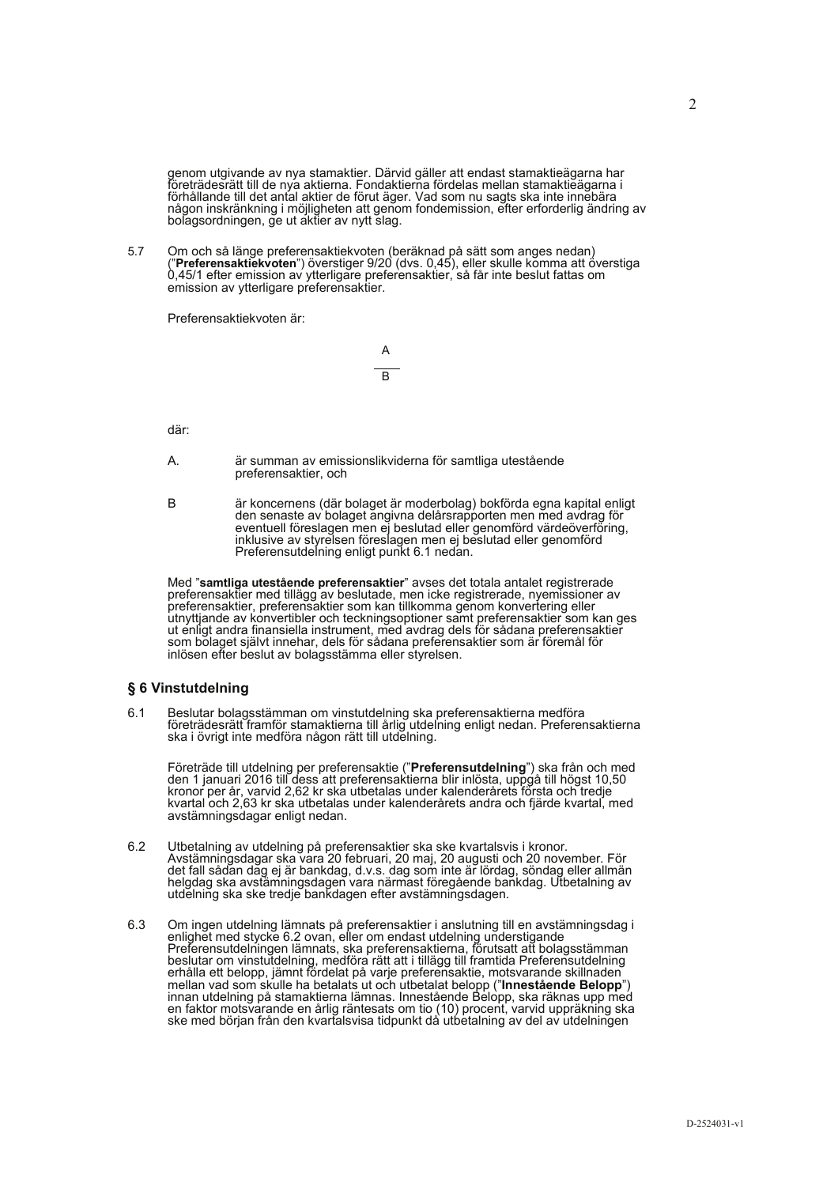genom utgivande av nya stamaktier. Därvid gäller att endast stamaktieägarna har företrädesrätt till de nya aktierna. Fondaktierna fördelas mellan stamaktieägarna i förhållande till det antal aktier de förut äger. Vad som nu sagts ska inte innebära någon inskränkning i möjligheten att genom fondemission, efter erforderlig ändring av bolagsordningen, ge ut aktier av nytt slag.

5.7 Om och så länge preferensaktiekvoten (beräknad på sätt som anges nedan) ("**Preferensaktiekvoten**") överstiger 9/20 (dvs. 0,45), eller skulle komma att överstiga 0,45/1 efter emission av ytterligare preferensaktier, så får inte beslut fattas om emission av ytterligare preferensaktier.

Preferensaktiekvoten är:

$$\frac{A}{B}$$

där:

A. är summan av emissionslikviderna för samtliga utestående preferensaktier, och

B är koncernens (där bolaget är moderbolag) bokförda egna kapital enligt den senaste av bolaget angivna delårsrapporten men med avdrag för eventuell föreslagen men ej beslutad eller genomförd värdeöverföring, inklusive av styrelsen föreslagen men ej beslutad eller genomförd Preferensutdelning enligt punkt 6.1 nedan.

Med "**samtliga utestående preferensaktier**" avses det totala antalet registrerade preferensaktier med tillägg av beslutade, men icke registrerade, nyemissioner av preferensaktier, preferensaktier som kan tillkomma genom konvertering eller utnyttjande av konvertibler och teckningsoptioner samt preferensaktier som kan ges ut enligt andra finansiella instrument, med avdrag dels för sådana preferensaktier som bolaget självt innehar, dels för sådana preferensaktier som är föremål för inlösen efter beslut av bolagsstämma eller styrelsen.

## § 6 Vinstutdelning

6.1 Beslutar bolagsstämman om vinstutdelning ska preferensaktierna medföra företrädesrätt framför stamaktierna till årlig utdelning enligt nedan. Preferensaktierna ska i övrigt inte medföra någon rätt till utdelning.

Företräde till utdelning per preferensaktie ("**Preferensutdelning**") ska från och med den 1 januari 2016 till dess att preferensaktierna blir inlösta, uppgå till högst 10,50 kronor per år, varvid 2,62 kr ska utbetalas under kalenderårets första och tredje kvartal och 2,63 kr ska utbetalas under kalenderårets andra och fjärde kvartal, med avstämningsdagar enligt nedan.

6.2 Utbetalning av utdelning på preferensaktier ska ske kvartalsvis i kronor. Avstämningsdagar ska vara 20 februari, 20 maj, 20 augusti och 20 november. För det fall sådan dag ej är bankdag, d.v.s. dag som inte är lördag, söndag eller allmän helgdag ska avstämningsdagen vara närmast föregående bankdag. Utbetalning av utdelning ska ske tredje bankdagen efter avstämningsdagen.

6.3 Om ingen utdelning lämnats på preferensaktier i anslutning till en avstämningsdag i enlighet med stycke 6.2 ovan, eller om endast utdelning understigande Preferensutdelningen lämnats, ska preferensaktierna, förutsatt att bolagsstämman beslutar om vinstutdelning, medföra rätt att i tillägg till framtida Preferensutdelning erhålla ett belopp, jämnt fördelat på varje preferensaktie, motsvarande skillnaden mellan vad som skulle ha betalats ut och utbetalat belopp ("**Innestående Belopp**") innan utdelning på stamaktierna lämnas. Innestående Belopp, ska räknas upp med en faktor motsvarande en årlig räntesats om tio (10) procent, varvid uppräkning ska ske med början från den kvartalsvisa tidpunkt då utbetalning av del av utdelningen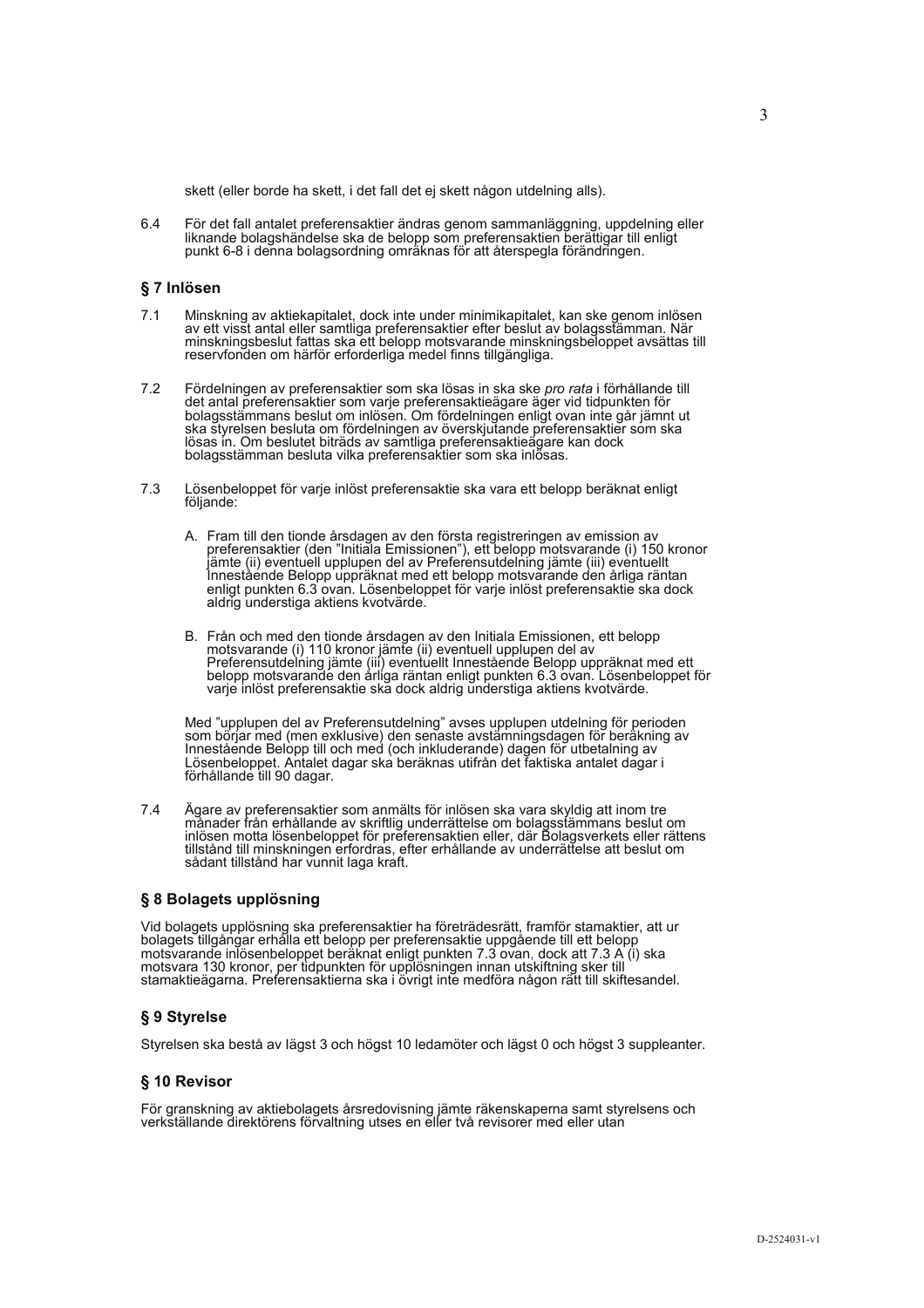skett (eller borde ha skett, i det fall det ej skett någon utdelning alls).

6.4 För det fall antalet preferensaktier ändras genom sammanläggning, uppdelning eller liknande bolagshändelse ska de belopp som preferensaktien berättigar till enligt punkt 6-8 i denna bolagsordning omräknas för att återspegla förändringen.

## § 7 Inlösen

7.1 Minskning av aktiekapitalet, dock inte under minimikapitalet, kan ske genom inlösen av ett visst antal eller samtliga preferensaktier efter beslut av bolagsstämman. När minskningsbeslut fattas ska ett belopp motsvarande minskningsbeloppet avsättas till reservfonden om härför erforderliga medel finns tillgängliga.

7.2 Fördelningen av preferensaktier som ska lösas in ska ske *pro rata* i förhållande till det antal preferensaktier som varje preferensaktieägare äger vid tidpunkten för bolagsstämmans beslut om inlösen. Om fördelningen enligt ovan inte går jämnt ut ska styrelsen besluta om fördelningen av överskjutande preferensaktier som ska lösas in. Om beslutet biträds av samtliga preferensaktieägare kan dock bolagsstämman besluta vilka preferensaktier som ska inlösas.

7.3 Lösenbeloppet för varje inlöst preferensaktie ska vara ett belopp beräknat enligt följande:

A. Fram till den tionde årsdagen av den första registreringen av emission av preferensaktier (den "Initiala Emissionen"), ett belopp motsvarande (i) 150 kronor jämte (ii) eventuell upplupen del av Preferensutdelning jämte (iii) eventuellt Innestående Belopp uppräknat med ett belopp motsvarande den årliga räntan enligt punkten 6.3 ovan. Lösenbeloppet för varje inlöst preferensaktie ska dock aldrig understiga aktiens kvotvärde.

B. Från och med den tionde årsdagen av den Initiala Emissionen, ett belopp motsvarande (i) 110 kronor jämte (ii) eventuell upplupen del av Preferensutdelning jämte (iii) eventuellt Innestående Belopp uppräknat med ett belopp motsvarande den årliga räntan enligt punkten 6.3 ovan. Lösenbeloppet för varje inlöst preferensaktie ska dock aldrig understiga aktiens kvotvärde.

Med "upplupen del av Preferensutdelning" avses upplupen utdelning för perioden som börjar med (men exklusive) den senaste avstämningsdagen för beräkning av Innestående Belopp till och med (och inkluderande) dagen för utbetalning av Lösenbeloppet. Antalet dagar ska beräknas utifrån det faktiska antalet dagar i förhållande till 90 dagar.

7.4 Ägare av preferensaktier som anmälts för inlösen ska vara skyldig att inom tre månader från erhållande av skriftlig underrättelse om bolagsstämmans beslut om inlösen motta lösenbeloppet för preferensaktien eller, där Bolagsverkets eller rättens tillstånd till minskningen erfordras, efter erhållande av underrättelse att beslut om sådant tillstånd har vunnit laga kraft.

## § 8 Bolagets upplösning

Vid bolagets upplösning ska preferensaktier ha företrädesrätt, framför stamaktier, att ur bolagets tillgångar erhålla ett belopp per preferensaktie uppgående till ett belopp motsvarande inlösenbeloppet beräknat enligt punkten 7.3 ovan, dock att 7.3 A (i) ska motsvara 130 kronor, per tidpunkten för upplösningen innan utskiftning sker till stamaktieägarna. Preferensaktierna ska i övrigt inte medföra någon rätt till skiftesandel.

## § 9 Styrelse

Styrelsen ska bestå av lägst 3 och högst 10 ledamöter och lägst 0 och högst 3 suppleanter.

## § 10 Revisor

För granskning av aktiebolagets årsredovisning jämte räkenskaperna samt styrelsens och verkställande direktörens förvaltning utses en eller två revisorer med eller utan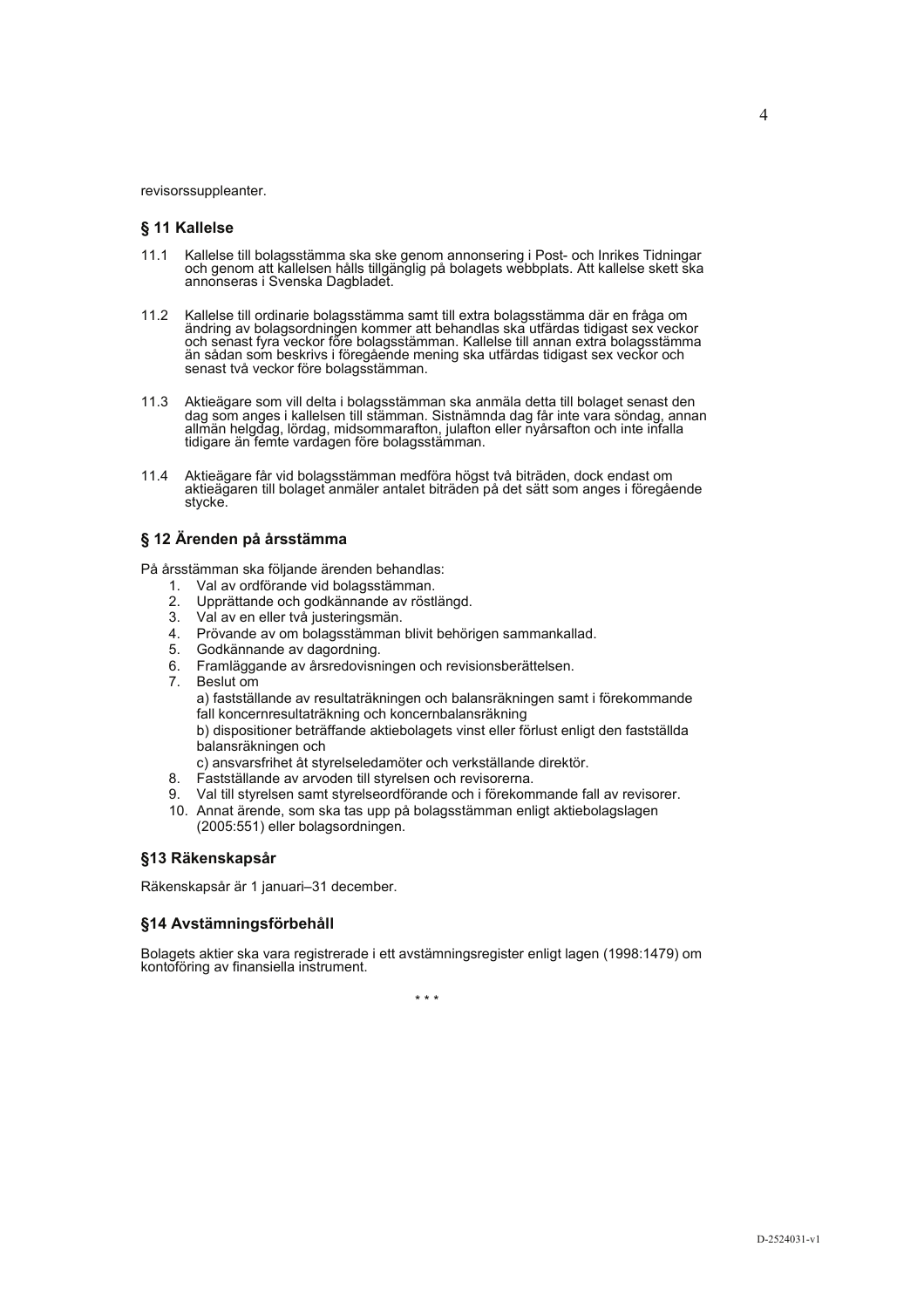revisorssuppleanter.

### § 11 Kallelse

11.1 Kallelse till bolagsstämma ska ske genom annonsering i Post- och Inrikes Tidningar och genom att kallelsen hålls tillgänglig på bolagets webbplats. Att kallelse skett ska annonseras i Svenska Dagbladet.

11.2 Kallelse till ordinarie bolagsstämma samt till extra bolagsstämma där en fråga om ändring av bolagsordningen kommer att behandlas ska utfärdas tidigast sex veckor och senast fyra veckor före bolagsstämman. Kallelse till annan extra bolagsstämma än sådan som beskrivs i föregående mening ska utfärdas tidigast sex veckor och senast två veckor före bolagsstämman.

11.3 Aktieägare som vill delta i bolagsstämman ska anmäla detta till bolaget senast den dag som anges i kallelsen till stämman. Sistnämnda dag får inte vara söndag, annan allmän helgdag, lördag, midsommarafton, julafton eller nyårsafton och inte infalla tidigare än femte vardagen före bolagsstämman.

11.4 Aktieägare får vid bolagsstämman medföra högst två biträden, dock endast om aktieägaren till bolaget anmäler antalet biträden på det sätt som anges i föregående stycke.

### § 12 Ärenden på årsstämma

På årsstämman ska följande ärenden behandlas:

1. Val av ordförande vid bolagsstämman.
2. Upprättande och godkännande av röstlängd.
3. Val av en eller två justeringsmän.
4. Prövande av om bolagsstämman blivit behörigen sammankallad.
5. Godkännande av dagordning.
6. Framläggande av årsredovisningen och revisionsberättelsen.
7. Beslut om
   a) fastställande av resultaträkningen och balansräkningen samt i förekommande fall koncernresultaträkning och koncernbalansräkning
   b) dispositioner beträffande aktiebolagets vinst eller förlust enligt den fastställda balansräkningen och
   c) ansvarsfrihet åt styrelseledamöter och verkställande direktör.
8. Fastställande av arvoden till styrelsen och revisorerna.
9. Val till styrelsen samt styrelseordförande och i förekommande fall av revisorer.
10. Annat ärende, som ska tas upp på bolagsstämman enligt aktiebolagslagen (2005:551) eller bolagsordningen.

### §13 Räkenskapsår

Räkenskapsår är 1 januari–31 december.

### §14 Avstämningsförbehåll

Bolagets aktier ska vara registrerade i ett avstämningsregister enligt lagen (1998:1479) om kontoföring av finansiella instrument.

\* \* \*

D-2524031-v1